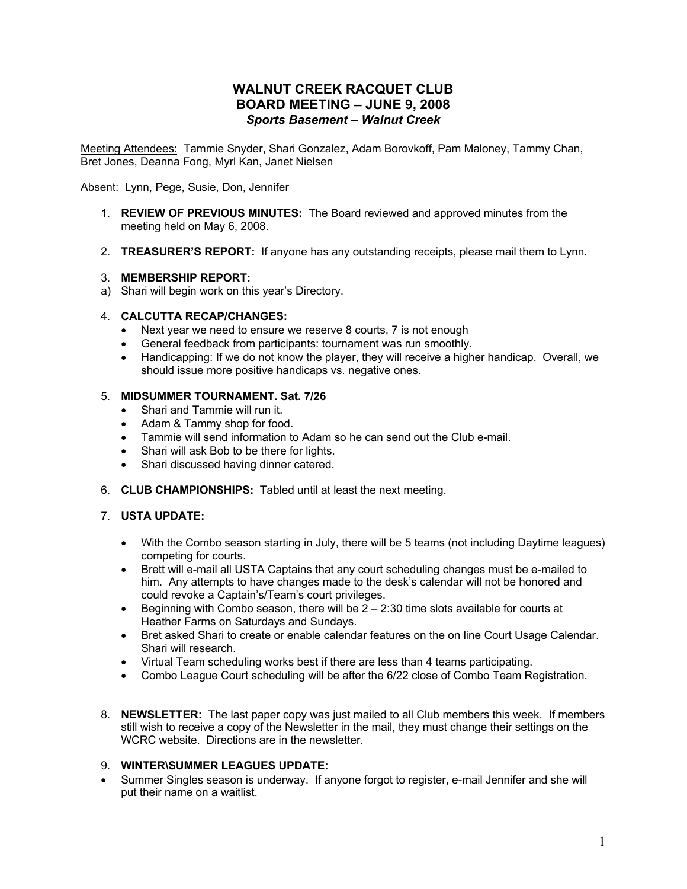# WALNUT CREEK RACQUET CLUB
# BOARD MEETING – JUNE 9, 2008
***Sports Basement – Walnut Creek***

Meeting Attendees: Tammie Snyder, Shari Gonzalez, Adam Borovkoff, Pam Maloney, Tammy Chan, Bret Jones, Deanna Fong, Myrl Kan, Janet Nielsen

Absent: Lynn, Pege, Susie, Don, Jennifer

1. **REVIEW OF PREVIOUS MINUTES:** The Board reviewed and approved minutes from the meeting held on May 6, 2008.

2. **TREASURER'S REPORT:** If anyone has any outstanding receipts, please mail them to Lynn.

3. **MEMBERSHIP REPORT:**

a) Shari will begin work on this year's Directory.

4. **CALCUTTA RECAP/CHANGES:**
   - Next year we need to ensure we reserve 8 courts, 7 is not enough
   - General feedback from participants: tournament was run smoothly.
   - Handicapping: If we do not know the player, they will receive a higher handicap. Overall, we should issue more positive handicaps vs. negative ones.

5. **MIDSUMMER TOURNAMENT. Sat. 7/26**
   - Shari and Tammie will run it.
   - Adam & Tammy shop for food.
   - Tammie will send information to Adam so he can send out the Club e-mail.
   - Shari will ask Bob to be there for lights.
   - Shari discussed having dinner catered.

6. **CLUB CHAMPIONSHIPS:** Tabled until at least the next meeting.

7. **USTA UPDATE:**
   - With the Combo season starting in July, there will be 5 teams (not including Daytime leagues) competing for courts.
   - Brett will e-mail all USTA Captains that any court scheduling changes must be e-mailed to him. Any attempts to have changes made to the desk's calendar will not be honored and could revoke a Captain's/Team's court privileges.
   - Beginning with Combo season, there will be 2 – 2:30 time slots available for courts at Heather Farms on Saturdays and Sundays.
   - Bret asked Shari to create or enable calendar features on the on line Court Usage Calendar. Shari will research.
   - Virtual Team scheduling works best if there are less than 4 teams participating.
   - Combo League Court scheduling will be after the 6/22 close of Combo Team Registration.

8. **NEWSLETTER:** The last paper copy was just mailed to all Club members this week. If members still wish to receive a copy of the Newsletter in the mail, they must change their settings on the WCRC website. Directions are in the newsletter.

9. **WINTER\SUMMER LEAGUES UPDATE:**

- Summer Singles season is underway. If anyone forgot to register, e-mail Jennifer and she will put their name on a waitlist.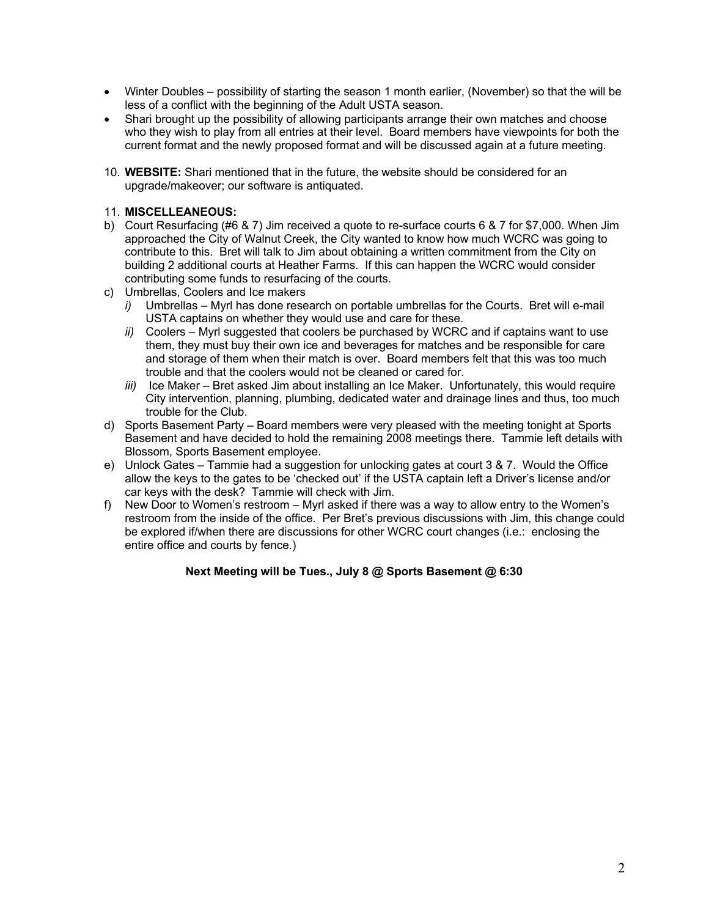- Winter Doubles – possibility of starting the season 1 month earlier, (November) so that the will be less of a conflict with the beginning of the Adult USTA season.
- Shari brought up the possibility of allowing participants arrange their own matches and choose who they wish to play from all entries at their level. Board members have viewpoints for both the current format and the newly proposed format and will be discussed again at a future meeting.

10. **WEBSITE:** Shari mentioned that in the future, the website should be considered for an upgrade/makeover; our software is antiquated.

11. **MISCELLEANEOUS:**

b) Court Resurfacing (#6 & 7) Jim received a quote to re-surface courts 6 & 7 for $7,000. When Jim approached the City of Walnut Creek, the City wanted to know how much WCRC was going to contribute to this. Bret will talk to Jim about obtaining a written commitment from the City on building 2 additional courts at Heather Farms. If this can happen the WCRC would consider contributing some funds to resurfacing of the courts.

c) Umbrellas, Coolers and Ice makers
   - *i)* Umbrellas – Myrl has done research on portable umbrellas for the Courts. Bret will e-mail USTA captains on whether they would use and care for these.
   - *ii)* Coolers – Myrl suggested that coolers be purchased by WCRC and if captains want to use them, they must buy their own ice and beverages for matches and be responsible for care and storage of them when their match is over. Board members felt that this was too much trouble and that the coolers would not be cleaned or cared for.
   - *iii)* Ice Maker – Bret asked Jim about installing an Ice Maker. Unfortunately, this would require City intervention, planning, plumbing, dedicated water and drainage lines and thus, too much trouble for the Club.

d) Sports Basement Party – Board members were very pleased with the meeting tonight at Sports Basement and have decided to hold the remaining 2008 meetings there. Tammie left details with Blossom, Sports Basement employee.

e) Unlock Gates – Tammie had a suggestion for unlocking gates at court 3 & 7. Would the Office allow the keys to the gates to be 'checked out' if the USTA captain left a Driver's license and/or car keys with the desk? Tammie will check with Jim.

f) New Door to Women's restroom – Myrl asked if there was a way to allow entry to the Women's restroom from the inside of the office. Per Bret's previous discussions with Jim, this change could be explored if/when there are discussions for other WCRC court changes (i.e.: enclosing the entire office and courts by fence.)

**Next Meeting will be Tues., July 8 @ Sports Basement @ 6:30**